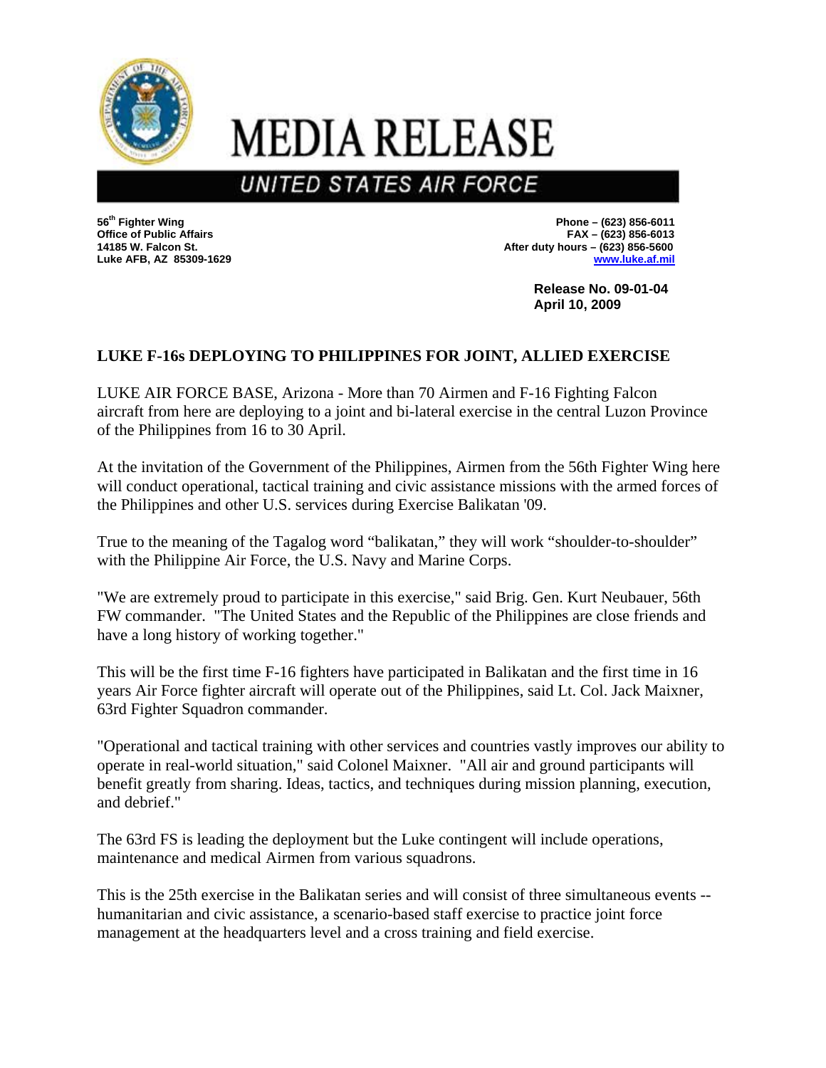# MEDIA RELEASE

## UNITED STATES AIR FORCE

**56th Fighter Wing**
**Office of Public Affairs**
**14185 W. Falcon St.**
**Luke AFB, AZ 85309-1629**

**Phone – (623) 856-6011**
**FAX – (623) 856-6013**
**After duty hours – (623) 856-5600**
**www.luke.af.mil**

**Release No. 09-01-04**
**April 10, 2009**

**LUKE F-16s DEPLOYING TO PHILIPPINES FOR JOINT, ALLIED EXERCISE**

LUKE AIR FORCE BASE, Arizona - More than 70 Airmen and F-16 Fighting Falcon aircraft from here are deploying to a joint and bi-lateral exercise in the central Luzon Province of the Philippines from 16 to 30 April.

At the invitation of the Government of the Philippines, Airmen from the 56th Fighter Wing here will conduct operational, tactical training and civic assistance missions with the armed forces of the Philippines and other U.S. services during Exercise Balikatan '09.

True to the meaning of the Tagalog word "balikatan," they will work "shoulder-to-shoulder" with the Philippine Air Force, the U.S. Navy and Marine Corps.

"We are extremely proud to participate in this exercise," said Brig. Gen. Kurt Neubauer, 56th FW commander. "The United States and the Republic of the Philippines are close friends and have a long history of working together."

This will be the first time F-16 fighters have participated in Balikatan and the first time in 16 years Air Force fighter aircraft will operate out of the Philippines, said Lt. Col. Jack Maixner, 63rd Fighter Squadron commander.

"Operational and tactical training with other services and countries vastly improves our ability to operate in real-world situation," said Colonel Maixner. "All air and ground participants will benefit greatly from sharing. Ideas, tactics, and techniques during mission planning, execution, and debrief."

The 63rd FS is leading the deployment but the Luke contingent will include operations, maintenance and medical Airmen from various squadrons.

This is the 25th exercise in the Balikatan series and will consist of three simultaneous events -- humanitarian and civic assistance, a scenario-based staff exercise to practice joint force management at the headquarters level and a cross training and field exercise.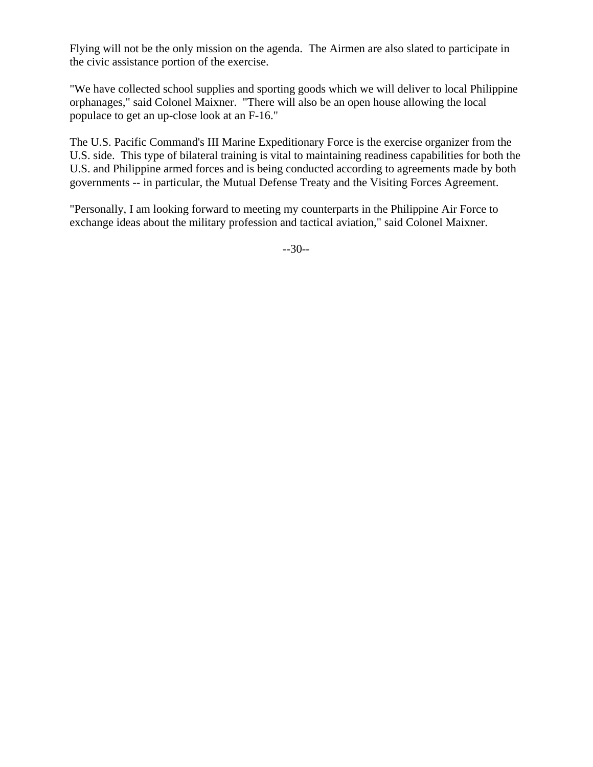Flying will not be the only mission on the agenda. The Airmen are also slated to participate in the civic assistance portion of the exercise.

"We have collected school supplies and sporting goods which we will deliver to local Philippine orphanages," said Colonel Maixner. "There will also be an open house allowing the local populace to get an up-close look at an F-16."

The U.S. Pacific Command's III Marine Expeditionary Force is the exercise organizer from the U.S. side. This type of bilateral training is vital to maintaining readiness capabilities for both the U.S. and Philippine armed forces and is being conducted according to agreements made by both governments -- in particular, the Mutual Defense Treaty and the Visiting Forces Agreement.

"Personally, I am looking forward to meeting my counterparts in the Philippine Air Force to exchange ideas about the military profession and tactical aviation," said Colonel Maixner.

--30--